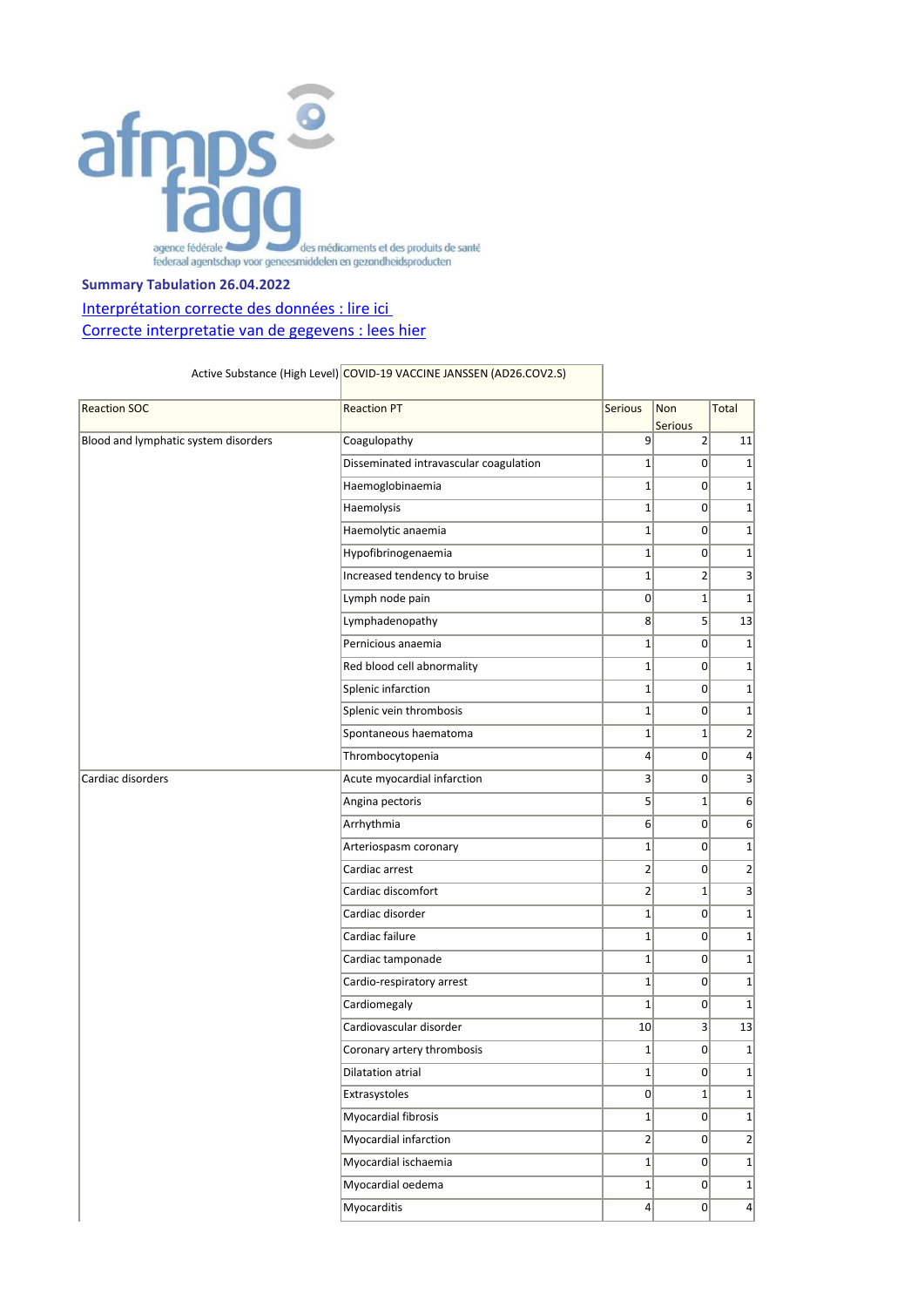**Summary Tabulation 26.04.2022**

Interprétation correcte des données : lire ici

Correcte interpretatie van de gegevens : lees hier

Active Substance (High Level): COVID-19 VACCINE JANSSEN (AD26.COV2.S)

| Reaction SOC | Reaction PT | Serious | Non Serious | Total |
|---|---|---|---|---|
| Blood and lymphatic system disorders | Coagulopathy | 9 | 2 | 11 |
| | Disseminated intravascular coagulation | 1 | 0 | 1 |
| | Haemoglobinaemia | 1 | 0 | 1 |
| | Haemolysis | 1 | 0 | 1 |
| | Haemolytic anaemia | 1 | 0 | 1 |
| | Hypofibrinogenaemia | 1 | 0 | 1 |
| | Increased tendency to bruise | 1 | 2 | 3 |
| | Lymph node pain | 0 | 1 | 1 |
| | Lymphadenopathy | 8 | 5 | 13 |
| | Pernicious anaemia | 1 | 0 | 1 |
| | Red blood cell abnormality | 1 | 0 | 1 |
| | Splenic infarction | 1 | 0 | 1 |
| | Splenic vein thrombosis | 1 | 0 | 1 |
| | Spontaneous haematoma | 1 | 1 | 2 |
| | Thrombocytopenia | 4 | 0 | 4 |
| Cardiac disorders | Acute myocardial infarction | 3 | 0 | 3 |
| | Angina pectoris | 5 | 1 | 6 |
| | Arrhythmia | 6 | 0 | 6 |
| | Arteriospasm coronary | 1 | 0 | 1 |
| | Cardiac arrest | 2 | 0 | 2 |
| | Cardiac discomfort | 2 | 1 | 3 |
| | Cardiac disorder | 1 | 0 | 1 |
| | Cardiac failure | 1 | 0 | 1 |
| | Cardiac tamponade | 1 | 0 | 1 |
| | Cardio-respiratory arrest | 1 | 0 | 1 |
| | Cardiomegaly | 1 | 0 | 1 |
| | Cardiovascular disorder | 10 | 3 | 13 |
| | Coronary artery thrombosis | 1 | 0 | 1 |
| | Dilatation atrial | 1 | 0 | 1 |
| | Extrasystoles | 0 | 1 | 1 |
| | Myocardial fibrosis | 1 | 0 | 1 |
| | Myocardial infarction | 2 | 0 | 2 |
| | Myocardial ischaemia | 1 | 0 | 1 |
| | Myocardial oedema | 1 | 0 | 1 |
| | Myocarditis | 4 | 0 | 4 |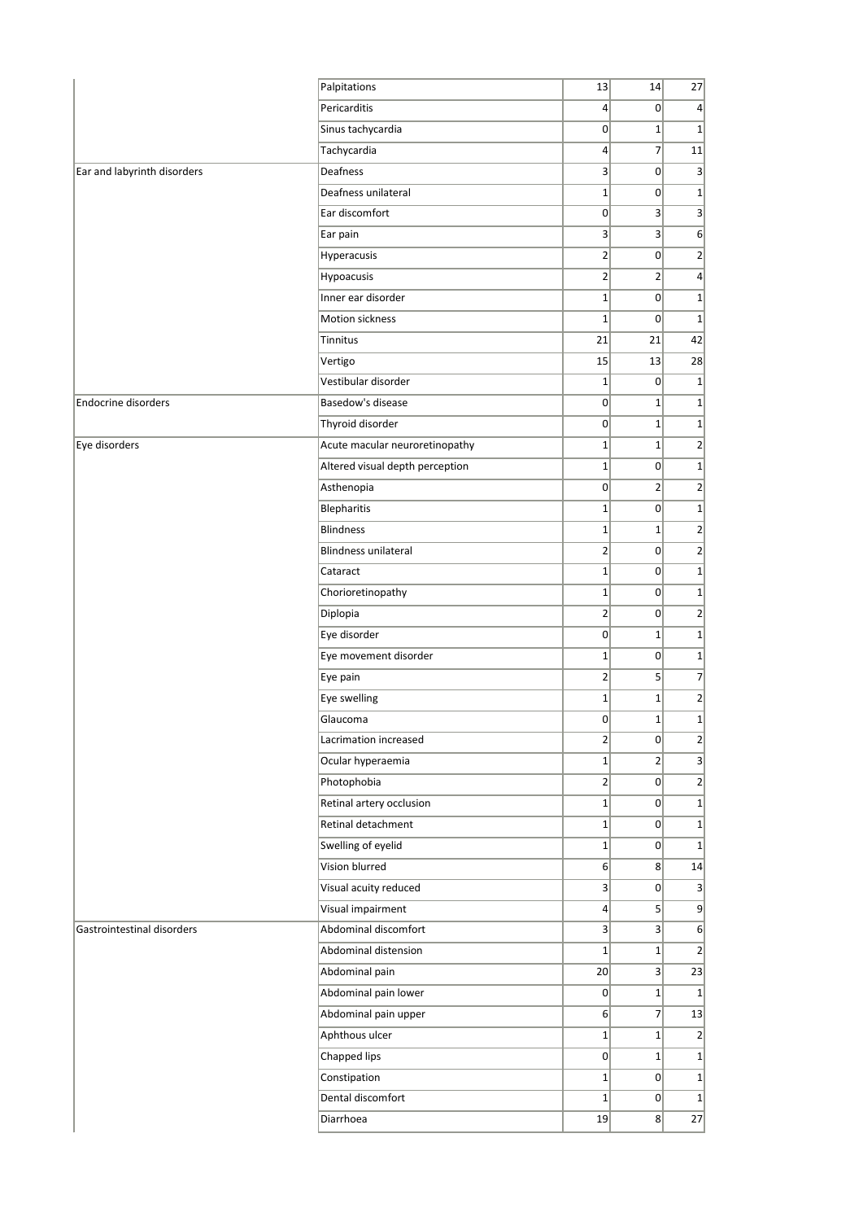| | | | | |
|---|---|---|---|---|
| | Palpitations | 13 | 14 | 27 |
| | Pericarditis | 4 | 0 | 4 |
| | Sinus tachycardia | 0 | 1 | 1 |
| | Tachycardia | 4 | 7 | 11 |
| Ear and labyrinth disorders | Deafness | 3 | 0 | 3 |
| | Deafness unilateral | 1 | 0 | 1 |
| | Ear discomfort | 0 | 3 | 3 |
| | Ear pain | 3 | 3 | 6 |
| | Hyperacusis | 2 | 0 | 2 |
| | Hypoacusis | 2 | 2 | 4 |
| | Inner ear disorder | 1 | 0 | 1 |
| | Motion sickness | 1 | 0 | 1 |
| | Tinnitus | 21 | 21 | 42 |
| | Vertigo | 15 | 13 | 28 |
| | Vestibular disorder | 1 | 0 | 1 |
| Endocrine disorders | Basedow's disease | 0 | 1 | 1 |
| | Thyroid disorder | 0 | 1 | 1 |
| Eye disorders | Acute macular neuroretinopathy | 1 | 1 | 2 |
| | Altered visual depth perception | 1 | 0 | 1 |
| | Asthenopia | 0 | 2 | 2 |
| | Blepharitis | 1 | 0 | 1 |
| | Blindness | 1 | 1 | 2 |
| | Blindness unilateral | 2 | 0 | 2 |
| | Cataract | 1 | 0 | 1 |
| | Chorioretinopathy | 1 | 0 | 1 |
| | Diplopia | 2 | 0 | 2 |
| | Eye disorder | 0 | 1 | 1 |
| | Eye movement disorder | 1 | 0 | 1 |
| | Eye pain | 2 | 5 | 7 |
| | Eye swelling | 1 | 1 | 2 |
| | Glaucoma | 0 | 1 | 1 |
| | Lacrimation increased | 2 | 0 | 2 |
| | Ocular hyperaemia | 1 | 2 | 3 |
| | Photophobia | 2 | 0 | 2 |
| | Retinal artery occlusion | 1 | 0 | 1 |
| | Retinal detachment | 1 | 0 | 1 |
| | Swelling of eyelid | 1 | 0 | 1 |
| | Vision blurred | 6 | 8 | 14 |
| | Visual acuity reduced | 3 | 0 | 3 |
| | Visual impairment | 4 | 5 | 9 |
| Gastrointestinal disorders | Abdominal discomfort | 3 | 3 | 6 |
| | Abdominal distension | 1 | 1 | 2 |
| | Abdominal pain | 20 | 3 | 23 |
| | Abdominal pain lower | 0 | 1 | 1 |
| | Abdominal pain upper | 6 | 7 | 13 |
| | Aphthous ulcer | 1 | 1 | 2 |
| | Chapped lips | 0 | 1 | 1 |
| | Constipation | 1 | 0 | 1 |
| | Dental discomfort | 1 | 0 | 1 |
| | Diarrhoea | 19 | 8 | 27 |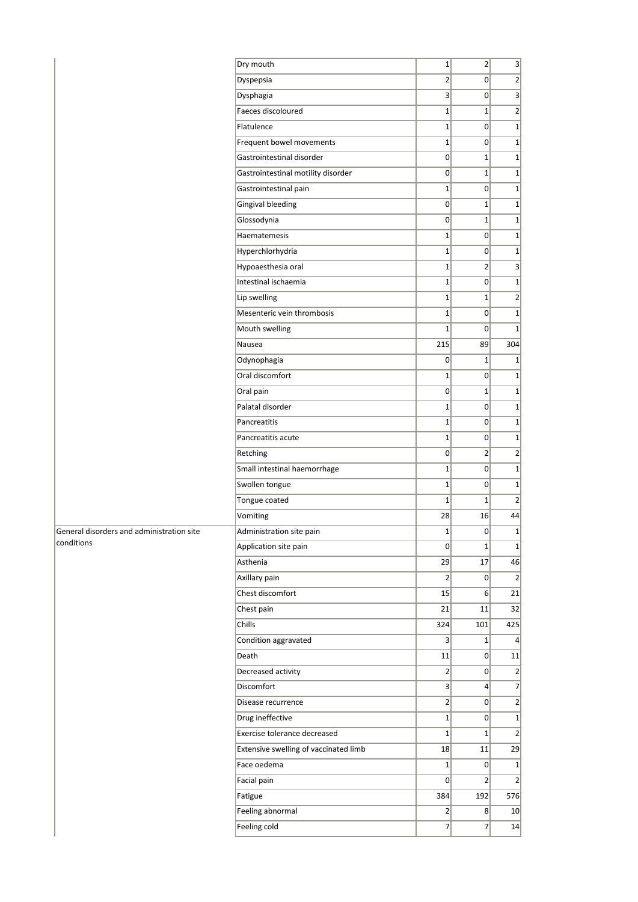| | | | | |
|---|---|---|---|---|
| | Dry mouth | 1 | 2 | 3 |
| | Dyspepsia | 2 | 0 | 2 |
| | Dysphagia | 3 | 0 | 3 |
| | Faeces discoloured | 1 | 1 | 2 |
| | Flatulence | 1 | 0 | 1 |
| | Frequent bowel movements | 1 | 0 | 1 |
| | Gastrointestinal disorder | 0 | 1 | 1 |
| | Gastrointestinal motility disorder | 0 | 1 | 1 |
| | Gastrointestinal pain | 1 | 0 | 1 |
| | Gingival bleeding | 0 | 1 | 1 |
| | Glossodynia | 0 | 1 | 1 |
| | Haematemesis | 1 | 0 | 1 |
| | Hyperchlorhydria | 1 | 0 | 1 |
| | Hypoaesthesia oral | 1 | 2 | 3 |
| | Intestinal ischaemia | 1 | 0 | 1 |
| | Lip swelling | 1 | 1 | 2 |
| | Mesenteric vein thrombosis | 1 | 0 | 1 |
| | Mouth swelling | 1 | 0 | 1 |
| | Nausea | 215 | 89 | 304 |
| | Odynophagia | 0 | 1 | 1 |
| | Oral discomfort | 1 | 0 | 1 |
| | Oral pain | 0 | 1 | 1 |
| | Palatal disorder | 1 | 0 | 1 |
| | Pancreatitis | 1 | 0 | 1 |
| | Pancreatitis acute | 1 | 0 | 1 |
| | Retching | 0 | 2 | 2 |
| | Small intestinal haemorrhage | 1 | 0 | 1 |
| | Swollen tongue | 1 | 0 | 1 |
| | Tongue coated | 1 | 1 | 2 |
| | Vomiting | 28 | 16 | 44 |
| General disorders and administration site conditions | Administration site pain | 1 | 0 | 1 |
| | Application site pain | 0 | 1 | 1 |
| | Asthenia | 29 | 17 | 46 |
| | Axillary pain | 2 | 0 | 2 |
| | Chest discomfort | 15 | 6 | 21 |
| | Chest pain | 21 | 11 | 32 |
| | Chills | 324 | 101 | 425 |
| | Condition aggravated | 3 | 1 | 4 |
| | Death | 11 | 0 | 11 |
| | Decreased activity | 2 | 0 | 2 |
| | Discomfort | 3 | 4 | 7 |
| | Disease recurrence | 2 | 0 | 2 |
| | Drug ineffective | 1 | 0 | 1 |
| | Exercise tolerance decreased | 1 | 1 | 2 |
| | Extensive swelling of vaccinated limb | 18 | 11 | 29 |
| | Face oedema | 1 | 0 | 1 |
| | Facial pain | 0 | 2 | 2 |
| | Fatigue | 384 | 192 | 576 |
| | Feeling abnormal | 2 | 8 | 10 |
| | Feeling cold | 7 | 7 | 14 |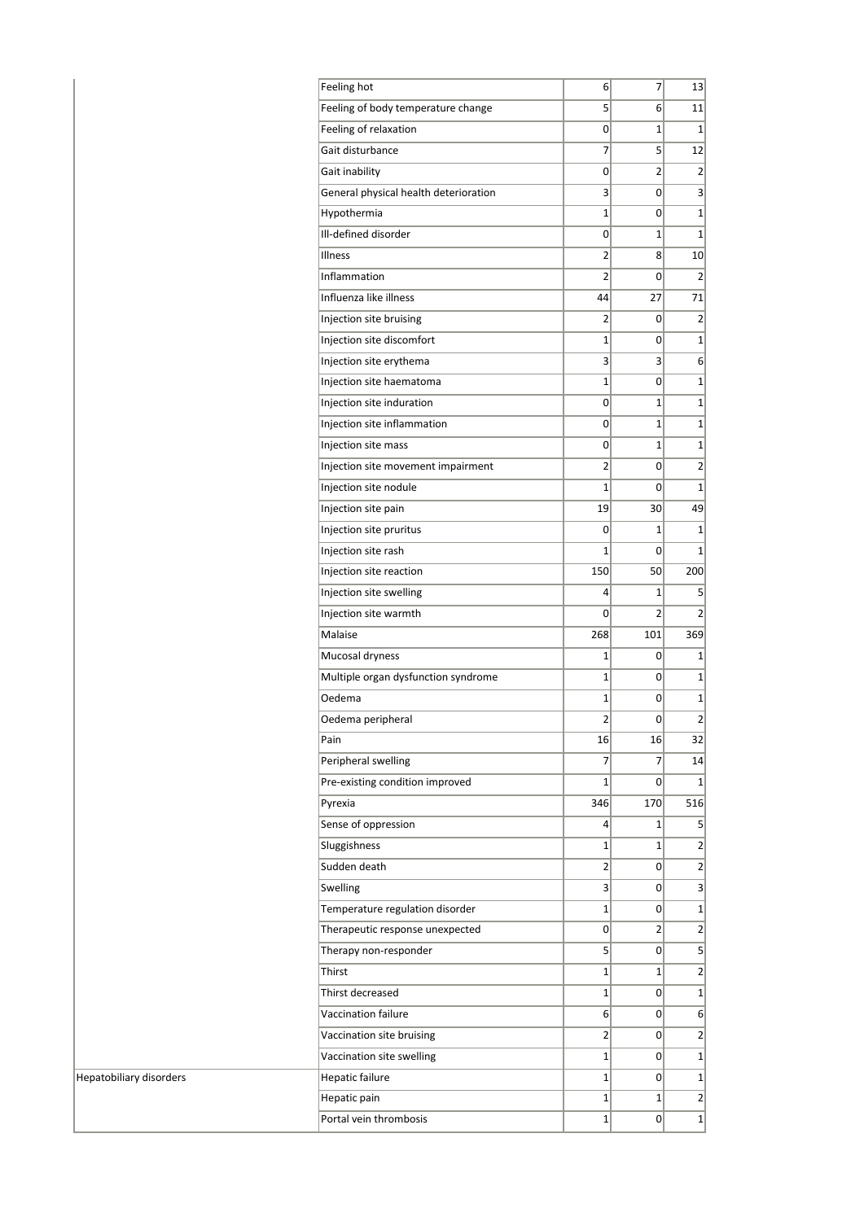| | | | | |
|---|---|---|---|---|
| | Feeling hot | 6 | 7 | 13 |
| | Feeling of body temperature change | 5 | 6 | 11 |
| | Feeling of relaxation | 0 | 1 | 1 |
| | Gait disturbance | 7 | 5 | 12 |
| | Gait inability | 0 | 2 | 2 |
| | General physical health deterioration | 3 | 0 | 3 |
| | Hypothermia | 1 | 0 | 1 |
| | Ill-defined disorder | 0 | 1 | 1 |
| | Illness | 2 | 8 | 10 |
| | Inflammation | 2 | 0 | 2 |
| | Influenza like illness | 44 | 27 | 71 |
| | Injection site bruising | 2 | 0 | 2 |
| | Injection site discomfort | 1 | 0 | 1 |
| | Injection site erythema | 3 | 3 | 6 |
| | Injection site haematoma | 1 | 0 | 1 |
| | Injection site induration | 0 | 1 | 1 |
| | Injection site inflammation | 0 | 1 | 1 |
| | Injection site mass | 0 | 1 | 1 |
| | Injection site movement impairment | 2 | 0 | 2 |
| | Injection site nodule | 1 | 0 | 1 |
| | Injection site pain | 19 | 30 | 49 |
| | Injection site pruritus | 0 | 1 | 1 |
| | Injection site rash | 1 | 0 | 1 |
| | Injection site reaction | 150 | 50 | 200 |
| | Injection site swelling | 4 | 1 | 5 |
| | Injection site warmth | 0 | 2 | 2 |
| | Malaise | 268 | 101 | 369 |
| | Mucosal dryness | 1 | 0 | 1 |
| | Multiple organ dysfunction syndrome | 1 | 0 | 1 |
| | Oedema | 1 | 0 | 1 |
| | Oedema peripheral | 2 | 0 | 2 |
| | Pain | 16 | 16 | 32 |
| | Peripheral swelling | 7 | 7 | 14 |
| | Pre-existing condition improved | 1 | 0 | 1 |
| | Pyrexia | 346 | 170 | 516 |
| | Sense of oppression | 4 | 1 | 5 |
| | Sluggishness | 1 | 1 | 2 |
| | Sudden death | 2 | 0 | 2 |
| | Swelling | 3 | 0 | 3 |
| | Temperature regulation disorder | 1 | 0 | 1 |
| | Therapeutic response unexpected | 0 | 2 | 2 |
| | Therapy non-responder | 5 | 0 | 5 |
| | Thirst | 1 | 1 | 2 |
| | Thirst decreased | 1 | 0 | 1 |
| | Vaccination failure | 6 | 0 | 6 |
| | Vaccination site bruising | 2 | 0 | 2 |
| | Vaccination site swelling | 1 | 0 | 1 |
| Hepatobiliary disorders | Hepatic failure | 1 | 0 | 1 |
| | Hepatic pain | 1 | 1 | 2 |
| | Portal vein thrombosis | 1 | 0 | 1 |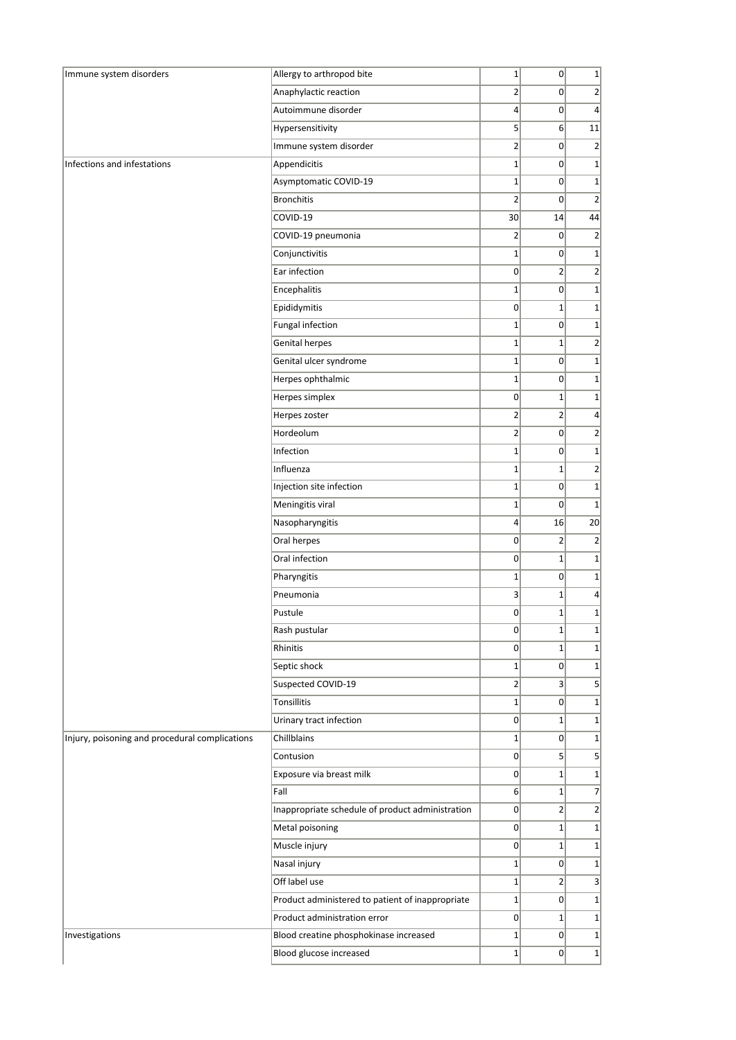| | | | | |
|---|---|---|---|---|
| Immune system disorders | Allergy to arthropod bite | 1 | 0 | 1 |
| | Anaphylactic reaction | 2 | 0 | 2 |
| | Autoimmune disorder | 4 | 0 | 4 |
| | Hypersensitivity | 5 | 6 | 11 |
| | Immune system disorder | 2 | 0 | 2 |
| Infections and infestations | Appendicitis | 1 | 0 | 1 |
| | Asymptomatic COVID-19 | 1 | 0 | 1 |
| | Bronchitis | 2 | 0 | 2 |
| | COVID-19 | 30 | 14 | 44 |
| | COVID-19 pneumonia | 2 | 0 | 2 |
| | Conjunctivitis | 1 | 0 | 1 |
| | Ear infection | 0 | 2 | 2 |
| | Encephalitis | 1 | 0 | 1 |
| | Epididymitis | 0 | 1 | 1 |
| | Fungal infection | 1 | 0 | 1 |
| | Genital herpes | 1 | 1 | 2 |
| | Genital ulcer syndrome | 1 | 0 | 1 |
| | Herpes ophthalmic | 1 | 0 | 1 |
| | Herpes simplex | 0 | 1 | 1 |
| | Herpes zoster | 2 | 2 | 4 |
| | Hordeolum | 2 | 0 | 2 |
| | Infection | 1 | 0 | 1 |
| | Influenza | 1 | 1 | 2 |
| | Injection site infection | 1 | 0 | 1 |
| | Meningitis viral | 1 | 0 | 1 |
| | Nasopharyngitis | 4 | 16 | 20 |
| | Oral herpes | 0 | 2 | 2 |
| | Oral infection | 0 | 1 | 1 |
| | Pharyngitis | 1 | 0 | 1 |
| | Pneumonia | 3 | 1 | 4 |
| | Pustule | 0 | 1 | 1 |
| | Rash pustular | 0 | 1 | 1 |
| | Rhinitis | 0 | 1 | 1 |
| | Septic shock | 1 | 0 | 1 |
| | Suspected COVID-19 | 2 | 3 | 5 |
| | Tonsillitis | 1 | 0 | 1 |
| | Urinary tract infection | 0 | 1 | 1 |
| Injury, poisoning and procedural complications | Chillblains | 1 | 0 | 1 |
| | Contusion | 0 | 5 | 5 |
| | Exposure via breast milk | 0 | 1 | 1 |
| | Fall | 6 | 1 | 7 |
| | Inappropriate schedule of product administration | 0 | 2 | 2 |
| | Metal poisoning | 0 | 1 | 1 |
| | Muscle injury | 0 | 1 | 1 |
| | Nasal injury | 1 | 0 | 1 |
| | Off label use | 1 | 2 | 3 |
| | Product administered to patient of inappropriate | 1 | 0 | 1 |
| | Product administration error | 0 | 1 | 1 |
| Investigations | Blood creatine phosphokinase increased | 1 | 0 | 1 |
| | Blood glucose increased | 1 | 0 | 1 |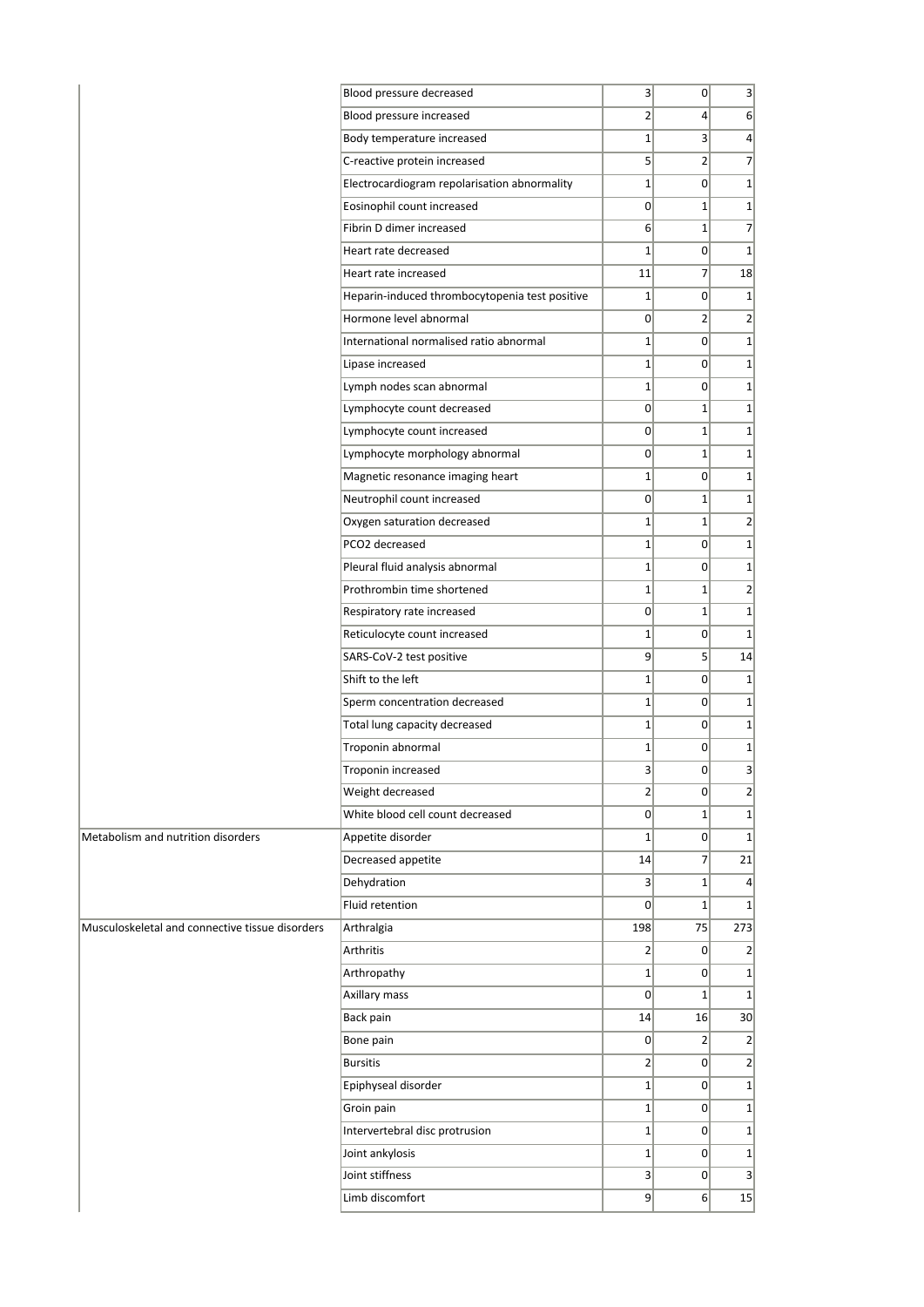| | | | | |
|---|---|---|---|---|
| | Blood pressure decreased | 3 | 0 | 3 |
| | Blood pressure increased | 2 | 4 | 6 |
| | Body temperature increased | 1 | 3 | 4 |
| | C-reactive protein increased | 5 | 2 | 7 |
| | Electrocardiogram repolarisation abnormality | 1 | 0 | 1 |
| | Eosinophil count increased | 0 | 1 | 1 |
| | Fibrin D dimer increased | 6 | 1 | 7 |
| | Heart rate decreased | 1 | 0 | 1 |
| | Heart rate increased | 11 | 7 | 18 |
| | Heparin-induced thrombocytopenia test positive | 1 | 0 | 1 |
| | Hormone level abnormal | 0 | 2 | 2 |
| | International normalised ratio abnormal | 1 | 0 | 1 |
| | Lipase increased | 1 | 0 | 1 |
| | Lymph nodes scan abnormal | 1 | 0 | 1 |
| | Lymphocyte count decreased | 0 | 1 | 1 |
| | Lymphocyte count increased | 0 | 1 | 1 |
| | Lymphocyte morphology abnormal | 0 | 1 | 1 |
| | Magnetic resonance imaging heart | 1 | 0 | 1 |
| | Neutrophil count increased | 0 | 1 | 1 |
| | Oxygen saturation decreased | 1 | 1 | 2 |
| | PCO2 decreased | 1 | 0 | 1 |
| | Pleural fluid analysis abnormal | 1 | 0 | 1 |
| | Prothrombin time shortened | 1 | 1 | 2 |
| | Respiratory rate increased | 0 | 1 | 1 |
| | Reticulocyte count increased | 1 | 0 | 1 |
| | SARS-CoV-2 test positive | 9 | 5 | 14 |
| | Shift to the left | 1 | 0 | 1 |
| | Sperm concentration decreased | 1 | 0 | 1 |
| | Total lung capacity decreased | 1 | 0 | 1 |
| | Troponin abnormal | 1 | 0 | 1 |
| | Troponin increased | 3 | 0 | 3 |
| | Weight decreased | 2 | 0 | 2 |
| | White blood cell count decreased | 0 | 1 | 1 |
| Metabolism and nutrition disorders | Appetite disorder | 1 | 0 | 1 |
| | Decreased appetite | 14 | 7 | 21 |
| | Dehydration | 3 | 1 | 4 |
| | Fluid retention | 0 | 1 | 1 |
| Musculoskeletal and connective tissue disorders | Arthralgia | 198 | 75 | 273 |
| | Arthritis | 2 | 0 | 2 |
| | Arthropathy | 1 | 0 | 1 |
| | Axillary mass | 0 | 1 | 1 |
| | Back pain | 14 | 16 | 30 |
| | Bone pain | 0 | 2 | 2 |
| | Bursitis | 2 | 0 | 2 |
| | Epiphyseal disorder | 1 | 0 | 1 |
| | Groin pain | 1 | 0 | 1 |
| | Intervertebral disc protrusion | 1 | 0 | 1 |
| | Joint ankylosis | 1 | 0 | 1 |
| | Joint stiffness | 3 | 0 | 3 |
| | Limb discomfort | 9 | 6 | 15 |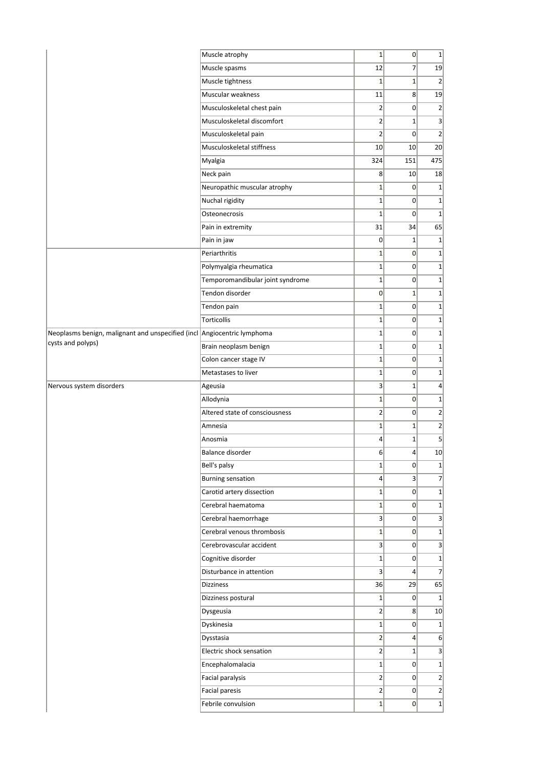| | | | | |
|---|---|---|---|---|
| | Muscle atrophy | 1 | 0 | 1 |
| | Muscle spasms | 12 | 7 | 19 |
| | Muscle tightness | 1 | 1 | 2 |
| | Muscular weakness | 11 | 8 | 19 |
| | Musculoskeletal chest pain | 2 | 0 | 2 |
| | Musculoskeletal discomfort | 2 | 1 | 3 |
| | Musculoskeletal pain | 2 | 0 | 2 |
| | Musculoskeletal stiffness | 10 | 10 | 20 |
| | Myalgia | 324 | 151 | 475 |
| | Neck pain | 8 | 10 | 18 |
| | Neuropathic muscular atrophy | 1 | 0 | 1 |
| | Nuchal rigidity | 1 | 0 | 1 |
| | Osteonecrosis | 1 | 0 | 1 |
| | Pain in extremity | 31 | 34 | 65 |
| | Pain in jaw | 0 | 1 | 1 |
| | Periarthritis | 1 | 0 | 1 |
| | Polymyalgia rheumatica | 1 | 0 | 1 |
| | Temporomandibular joint syndrome | 1 | 0 | 1 |
| | Tendon disorder | 0 | 1 | 1 |
| | Tendon pain | 1 | 0 | 1 |
| | Torticollis | 1 | 0 | 1 |
| Neoplasms benign, malignant and unspecified (incl cysts and polyps) | Angiocentric lymphoma | 1 | 0 | 1 |
| | Brain neoplasm benign | 1 | 0 | 1 |
| | Colon cancer stage IV | 1 | 0 | 1 |
| | Metastases to liver | 1 | 0 | 1 |
| Nervous system disorders | Ageusia | 3 | 1 | 4 |
| | Allodynia | 1 | 0 | 1 |
| | Altered state of consciousness | 2 | 0 | 2 |
| | Amnesia | 1 | 1 | 2 |
| | Anosmia | 4 | 1 | 5 |
| | Balance disorder | 6 | 4 | 10 |
| | Bell's palsy | 1 | 0 | 1 |
| | Burning sensation | 4 | 3 | 7 |
| | Carotid artery dissection | 1 | 0 | 1 |
| | Cerebral haematoma | 1 | 0 | 1 |
| | Cerebral haemorrhage | 3 | 0 | 3 |
| | Cerebral venous thrombosis | 1 | 0 | 1 |
| | Cerebrovascular accident | 3 | 0 | 3 |
| | Cognitive disorder | 1 | 0 | 1 |
| | Disturbance in attention | 3 | 4 | 7 |
| | Dizziness | 36 | 29 | 65 |
| | Dizziness postural | 1 | 0 | 1 |
| | Dysgeusia | 2 | 8 | 10 |
| | Dyskinesia | 1 | 0 | 1 |
| | Dysstasia | 2 | 4 | 6 |
| | Electric shock sensation | 2 | 1 | 3 |
| | Encephalomalacia | 1 | 0 | 1 |
| | Facial paralysis | 2 | 0 | 2 |
| | Facial paresis | 2 | 0 | 2 |
| | Febrile convulsion | 1 | 0 | 1 |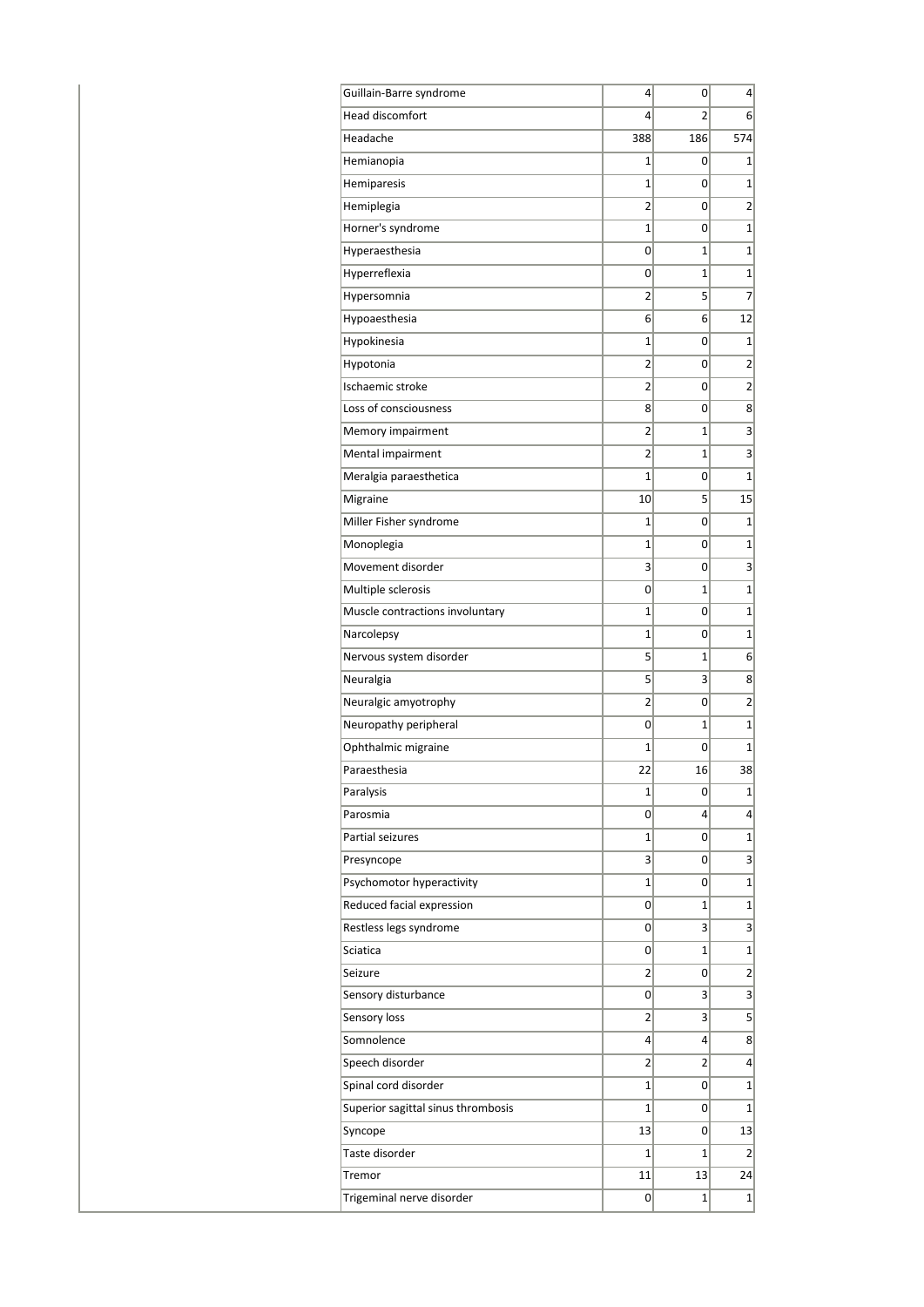| | | | | |
|---|---|---|---|---|
| | Guillain-Barre syndrome | 4 | 0 | 4 |
| | Head discomfort | 4 | 2 | 6 |
| | Headache | 388 | 186 | 574 |
| | Hemianopia | 1 | 0 | 1 |
| | Hemiparesis | 1 | 0 | 1 |
| | Hemiplegia | 2 | 0 | 2 |
| | Horner's syndrome | 1 | 0 | 1 |
| | Hyperaesthesia | 0 | 1 | 1 |
| | Hyperreflexia | 0 | 1 | 1 |
| | Hypersomnia | 2 | 5 | 7 |
| | Hypoaesthesia | 6 | 6 | 12 |
| | Hypokinesia | 1 | 0 | 1 |
| | Hypotonia | 2 | 0 | 2 |
| | Ischaemic stroke | 2 | 0 | 2 |
| | Loss of consciousness | 8 | 0 | 8 |
| | Memory impairment | 2 | 1 | 3 |
| | Mental impairment | 2 | 1 | 3 |
| | Meralgia paraesthetica | 1 | 0 | 1 |
| | Migraine | 10 | 5 | 15 |
| | Miller Fisher syndrome | 1 | 0 | 1 |
| | Monoplegia | 1 | 0 | 1 |
| | Movement disorder | 3 | 0 | 3 |
| | Multiple sclerosis | 0 | 1 | 1 |
| | Muscle contractions involuntary | 1 | 0 | 1 |
| | Narcolepsy | 1 | 0 | 1 |
| | Nervous system disorder | 5 | 1 | 6 |
| | Neuralgia | 5 | 3 | 8 |
| | Neuralgic amyotrophy | 2 | 0 | 2 |
| | Neuropathy peripheral | 0 | 1 | 1 |
| | Ophthalmic migraine | 1 | 0 | 1 |
| | Paraesthesia | 22 | 16 | 38 |
| | Paralysis | 1 | 0 | 1 |
| | Parosmia | 0 | 4 | 4 |
| | Partial seizures | 1 | 0 | 1 |
| | Presyncope | 3 | 0 | 3 |
| | Psychomotor hyperactivity | 1 | 0 | 1 |
| | Reduced facial expression | 0 | 1 | 1 |
| | Restless legs syndrome | 0 | 3 | 3 |
| | Sciatica | 0 | 1 | 1 |
| | Seizure | 2 | 0 | 2 |
| | Sensory disturbance | 0 | 3 | 3 |
| | Sensory loss | 2 | 3 | 5 |
| | Somnolence | 4 | 4 | 8 |
| | Speech disorder | 2 | 2 | 4 |
| | Spinal cord disorder | 1 | 0 | 1 |
| | Superior sagittal sinus thrombosis | 1 | 0 | 1 |
| | Syncope | 13 | 0 | 13 |
| | Taste disorder | 1 | 1 | 2 |
| | Tremor | 11 | 13 | 24 |
| | Trigeminal nerve disorder | 0 | 1 | 1 |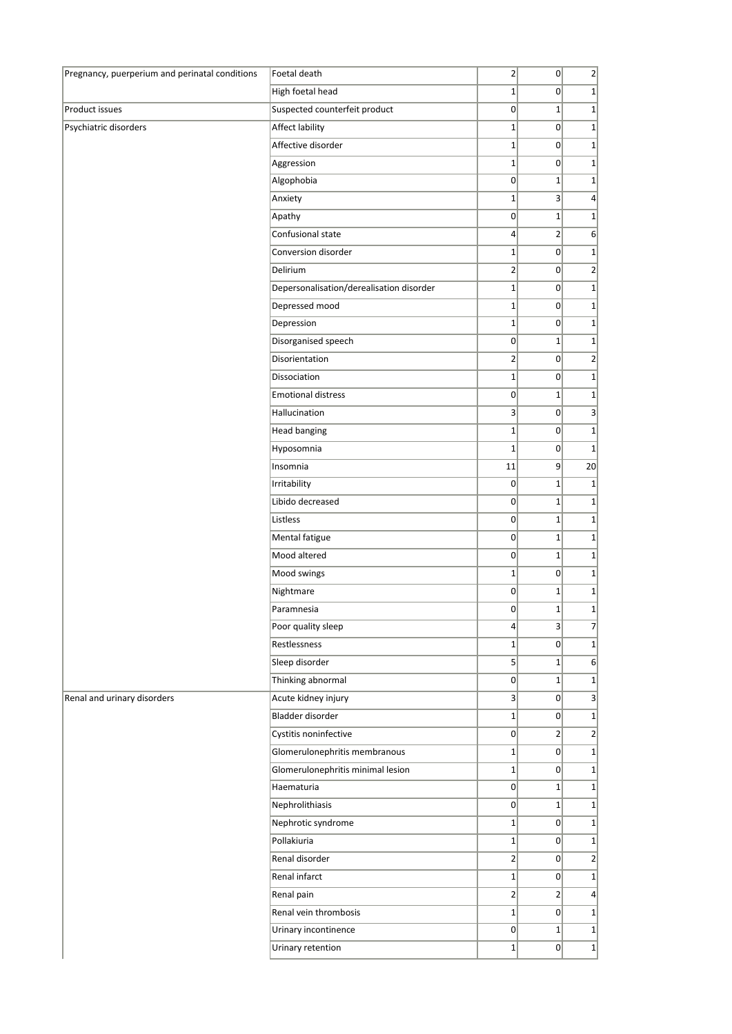| | | | | |
|---|---|---|---|---|
| Pregnancy, puerperium and perinatal conditions | Foetal death | 2 | 0 | 2 |
| | High foetal head | 1 | 0 | 1 |
| Product issues | Suspected counterfeit product | 0 | 1 | 1 |
| Psychiatric disorders | Affect lability | 1 | 0 | 1 |
| | Affective disorder | 1 | 0 | 1 |
| | Aggression | 1 | 0 | 1 |
| | Algophobia | 0 | 1 | 1 |
| | Anxiety | 1 | 3 | 4 |
| | Apathy | 0 | 1 | 1 |
| | Confusional state | 4 | 2 | 6 |
| | Conversion disorder | 1 | 0 | 1 |
| | Delirium | 2 | 0 | 2 |
| | Depersonalisation/derealisation disorder | 1 | 0 | 1 |
| | Depressed mood | 1 | 0 | 1 |
| | Depression | 1 | 0 | 1 |
| | Disorganised speech | 0 | 1 | 1 |
| | Disorientation | 2 | 0 | 2 |
| | Dissociation | 1 | 0 | 1 |
| | Emotional distress | 0 | 1 | 1 |
| | Hallucination | 3 | 0 | 3 |
| | Head banging | 1 | 0 | 1 |
| | Hyposomnia | 1 | 0 | 1 |
| | Insomnia | 11 | 9 | 20 |
| | Irritability | 0 | 1 | 1 |
| | Libido decreased | 0 | 1 | 1 |
| | Listless | 0 | 1 | 1 |
| | Mental fatigue | 0 | 1 | 1 |
| | Mood altered | 0 | 1 | 1 |
| | Mood swings | 1 | 0 | 1 |
| | Nightmare | 0 | 1 | 1 |
| | Paramnesia | 0 | 1 | 1 |
| | Poor quality sleep | 4 | 3 | 7 |
| | Restlessness | 1 | 0 | 1 |
| | Sleep disorder | 5 | 1 | 6 |
| | Thinking abnormal | 0 | 1 | 1 |
| Renal and urinary disorders | Acute kidney injury | 3 | 0 | 3 |
| | Bladder disorder | 1 | 0 | 1 |
| | Cystitis noninfective | 0 | 2 | 2 |
| | Glomerulonephritis membranous | 1 | 0 | 1 |
| | Glomerulonephritis minimal lesion | 1 | 0 | 1 |
| | Haematuria | 0 | 1 | 1 |
| | Nephrolithiasis | 0 | 1 | 1 |
| | Nephrotic syndrome | 1 | 0 | 1 |
| | Pollakiuria | 1 | 0 | 1 |
| | Renal disorder | 2 | 0 | 2 |
| | Renal infarct | 1 | 0 | 1 |
| | Renal pain | 2 | 2 | 4 |
| | Renal vein thrombosis | 1 | 0 | 1 |
| | Urinary incontinence | 0 | 1 | 1 |
| | Urinary retention | 1 | 0 | 1 |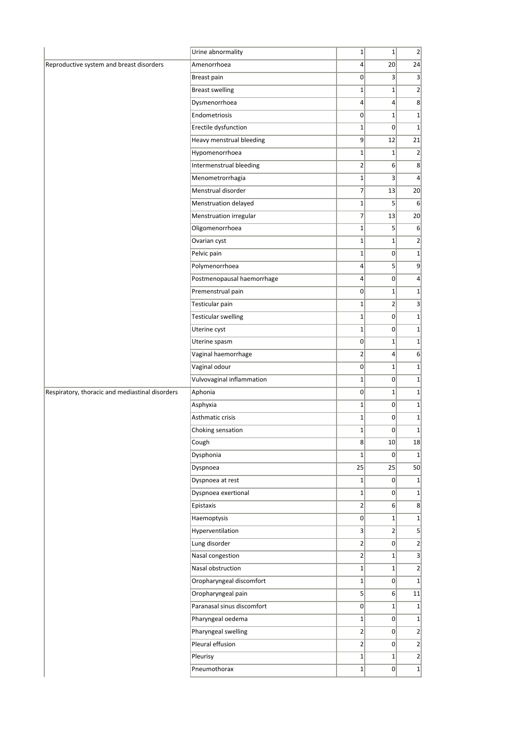| | | | | |
|---|---|---|---|---|
| | Urine abnormality | 1 | 1 | 2 |
| Reproductive system and breast disorders | Amenorrhoea | 4 | 20 | 24 |
| | Breast pain | 0 | 3 | 3 |
| | Breast swelling | 1 | 1 | 2 |
| | Dysmenorrhoea | 4 | 4 | 8 |
| | Endometriosis | 0 | 1 | 1 |
| | Erectile dysfunction | 1 | 0 | 1 |
| | Heavy menstrual bleeding | 9 | 12 | 21 |
| | Hypomenorrhoea | 1 | 1 | 2 |
| | Intermenstrual bleeding | 2 | 6 | 8 |
| | Menometrorrhagia | 1 | 3 | 4 |
| | Menstrual disorder | 7 | 13 | 20 |
| | Menstruation delayed | 1 | 5 | 6 |
| | Menstruation irregular | 7 | 13 | 20 |
| | Oligomenorrhoea | 1 | 5 | 6 |
| | Ovarian cyst | 1 | 1 | 2 |
| | Pelvic pain | 1 | 0 | 1 |
| | Polymenorrhoea | 4 | 5 | 9 |
| | Postmenopausal haemorrhage | 4 | 0 | 4 |
| | Premenstrual pain | 0 | 1 | 1 |
| | Testicular pain | 1 | 2 | 3 |
| | Testicular swelling | 1 | 0 | 1 |
| | Uterine cyst | 1 | 0 | 1 |
| | Uterine spasm | 0 | 1 | 1 |
| | Vaginal haemorrhage | 2 | 4 | 6 |
| | Vaginal odour | 0 | 1 | 1 |
| | Vulvovaginal inflammation | 1 | 0 | 1 |
| Respiratory, thoracic and mediastinal disorders | Aphonia | 0 | 1 | 1 |
| | Asphyxia | 1 | 0 | 1 |
| | Asthmatic crisis | 1 | 0 | 1 |
| | Choking sensation | 1 | 0 | 1 |
| | Cough | 8 | 10 | 18 |
| | Dysphonia | 1 | 0 | 1 |
| | Dyspnoea | 25 | 25 | 50 |
| | Dyspnoea at rest | 1 | 0 | 1 |
| | Dyspnoea exertional | 1 | 0 | 1 |
| | Epistaxis | 2 | 6 | 8 |
| | Haemoptysis | 0 | 1 | 1 |
| | Hyperventilation | 3 | 2 | 5 |
| | Lung disorder | 2 | 0 | 2 |
| | Nasal congestion | 2 | 1 | 3 |
| | Nasal obstruction | 1 | 1 | 2 |
| | Oropharyngeal discomfort | 1 | 0 | 1 |
| | Oropharyngeal pain | 5 | 6 | 11 |
| | Paranasal sinus discomfort | 0 | 1 | 1 |
| | Pharyngeal oedema | 1 | 0 | 1 |
| | Pharyngeal swelling | 2 | 0 | 2 |
| | Pleural effusion | 2 | 0 | 2 |
| | Pleurisy | 1 | 1 | 2 |
| | Pneumothorax | 1 | 0 | 1 |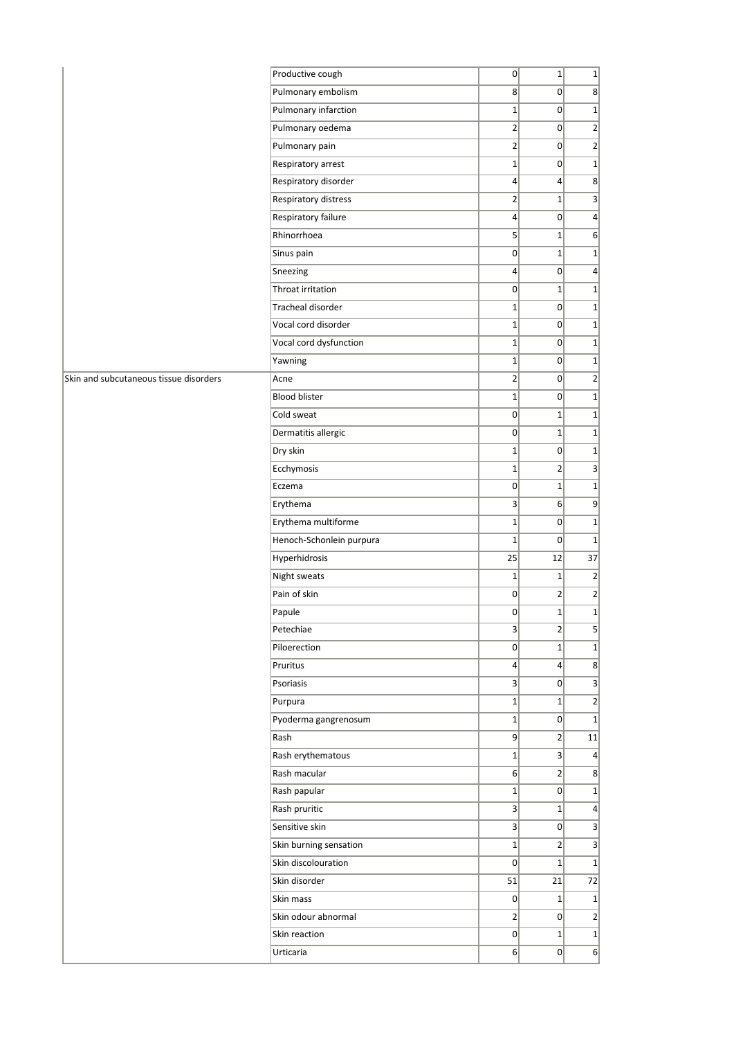| | | | | |
|---|---|---|---|---|
| | Productive cough | 0 | 1 | 1 |
| | Pulmonary embolism | 8 | 0 | 8 |
| | Pulmonary infarction | 1 | 0 | 1 |
| | Pulmonary oedema | 2 | 0 | 2 |
| | Pulmonary pain | 2 | 0 | 2 |
| | Respiratory arrest | 1 | 0 | 1 |
| | Respiratory disorder | 4 | 4 | 8 |
| | Respiratory distress | 2 | 1 | 3 |
| | Respiratory failure | 4 | 0 | 4 |
| | Rhinorrhoea | 5 | 1 | 6 |
| | Sinus pain | 0 | 1 | 1 |
| | Sneezing | 4 | 0 | 4 |
| | Throat irritation | 0 | 1 | 1 |
| | Tracheal disorder | 1 | 0 | 1 |
| | Vocal cord disorder | 1 | 0 | 1 |
| | Vocal cord dysfunction | 1 | 0 | 1 |
| | Yawning | 1 | 0 | 1 |
| Skin and subcutaneous tissue disorders | Acne | 2 | 0 | 2 |
| | Blood blister | 1 | 0 | 1 |
| | Cold sweat | 0 | 1 | 1 |
| | Dermatitis allergic | 0 | 1 | 1 |
| | Dry skin | 1 | 0 | 1 |
| | Ecchymosis | 1 | 2 | 3 |
| | Eczema | 0 | 1 | 1 |
| | Erythema | 3 | 6 | 9 |
| | Erythema multiforme | 1 | 0 | 1 |
| | Henoch-Schonlein purpura | 1 | 0 | 1 |
| | Hyperhidrosis | 25 | 12 | 37 |
| | Night sweats | 1 | 1 | 2 |
| | Pain of skin | 0 | 2 | 2 |
| | Papule | 0 | 1 | 1 |
| | Petechiae | 3 | 2 | 5 |
| | Piloerection | 0 | 1 | 1 |
| | Pruritus | 4 | 4 | 8 |
| | Psoriasis | 3 | 0 | 3 |
| | Purpura | 1 | 1 | 2 |
| | Pyoderma gangrenosum | 1 | 0 | 1 |
| | Rash | 9 | 2 | 11 |
| | Rash erythematous | 1 | 3 | 4 |
| | Rash macular | 6 | 2 | 8 |
| | Rash papular | 1 | 0 | 1 |
| | Rash pruritic | 3 | 1 | 4 |
| | Sensitive skin | 3 | 0 | 3 |
| | Skin burning sensation | 1 | 2 | 3 |
| | Skin discolouration | 0 | 1 | 1 |
| | Skin disorder | 51 | 21 | 72 |
| | Skin mass | 0 | 1 | 1 |
| | Skin odour abnormal | 2 | 0 | 2 |
| | Skin reaction | 0 | 1 | 1 |
| | Urticaria | 6 | 0 | 6 |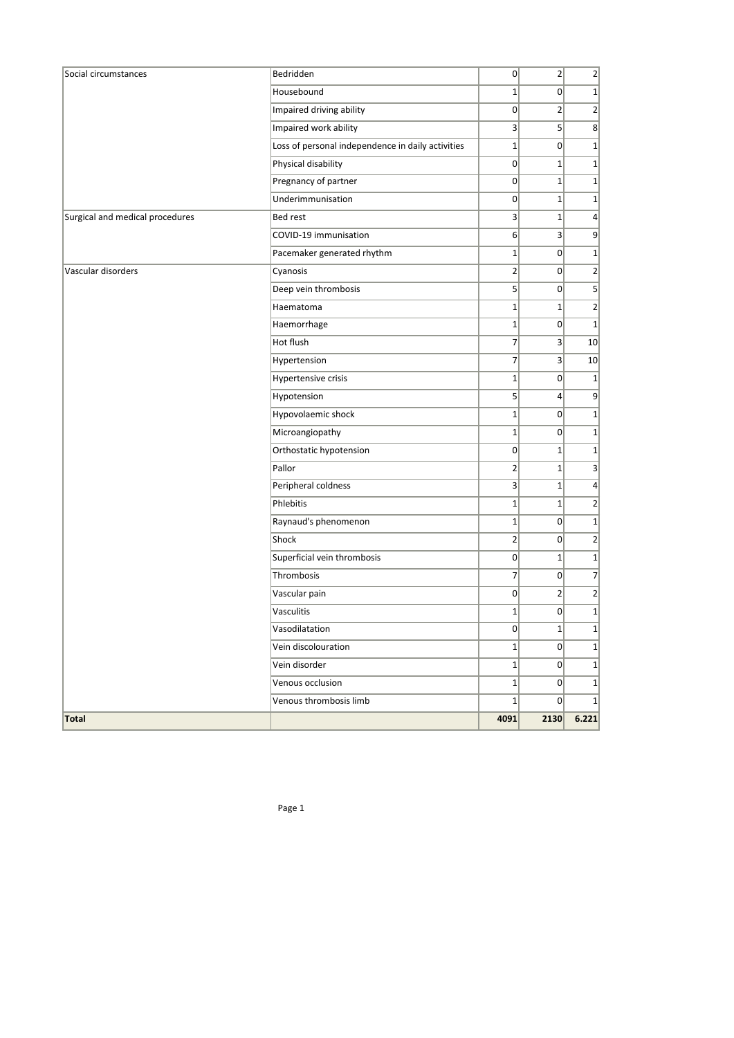| | | | | |
|---|---|---|---|---|
| Social circumstances | Bedridden | 0 | 2 | 2 |
| | Housebound | 1 | 0 | 1 |
| | Impaired driving ability | 0 | 2 | 2 |
| | Impaired work ability | 3 | 5 | 8 |
| | Loss of personal independence in daily activities | 1 | 0 | 1 |
| | Physical disability | 0 | 1 | 1 |
| | Pregnancy of partner | 0 | 1 | 1 |
| | Underimmunisation | 0 | 1 | 1 |
| Surgical and medical procedures | Bed rest | 3 | 1 | 4 |
| | COVID-19 immunisation | 6 | 3 | 9 |
| | Pacemaker generated rhythm | 1 | 0 | 1 |
| Vascular disorders | Cyanosis | 2 | 0 | 2 |
| | Deep vein thrombosis | 5 | 0 | 5 |
| | Haematoma | 1 | 1 | 2 |
| | Haemorrhage | 1 | 0 | 1 |
| | Hot flush | 7 | 3 | 10 |
| | Hypertension | 7 | 3 | 10 |
| | Hypertensive crisis | 1 | 0 | 1 |
| | Hypotension | 5 | 4 | 9 |
| | Hypovolaemic shock | 1 | 0 | 1 |
| | Microangiopathy | 1 | 0 | 1 |
| | Orthostatic hypotension | 0 | 1 | 1 |
| | Pallor | 2 | 1 | 3 |
| | Peripheral coldness | 3 | 1 | 4 |
| | Phlebitis | 1 | 1 | 2 |
| | Raynaud's phenomenon | 1 | 0 | 1 |
| | Shock | 2 | 0 | 2 |
| | Superficial vein thrombosis | 0 | 1 | 1 |
| | Thrombosis | 7 | 0 | 7 |
| | Vascular pain | 0 | 2 | 2 |
| | Vasculitis | 1 | 0 | 1 |
| | Vasodilatation | 0 | 1 | 1 |
| | Vein discolouration | 1 | 0 | 1 |
| | Vein disorder | 1 | 0 | 1 |
| | Venous occlusion | 1 | 0 | 1 |
| | Venous thrombosis limb | 1 | 0 | 1 |
| **Total** | | **4091** | **2130** | **6.221** |